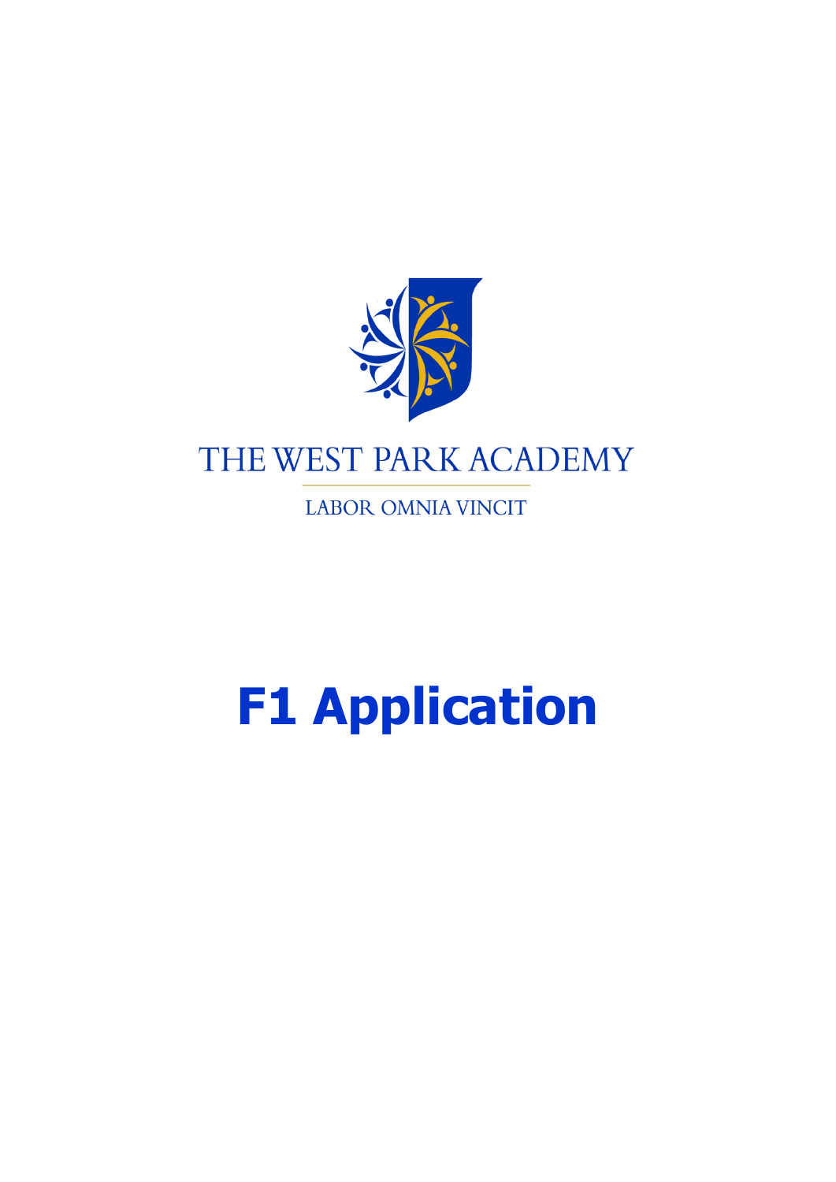THE WEST PARK ACADEMY

LABOR OMNIA VINCIT

# F1 Application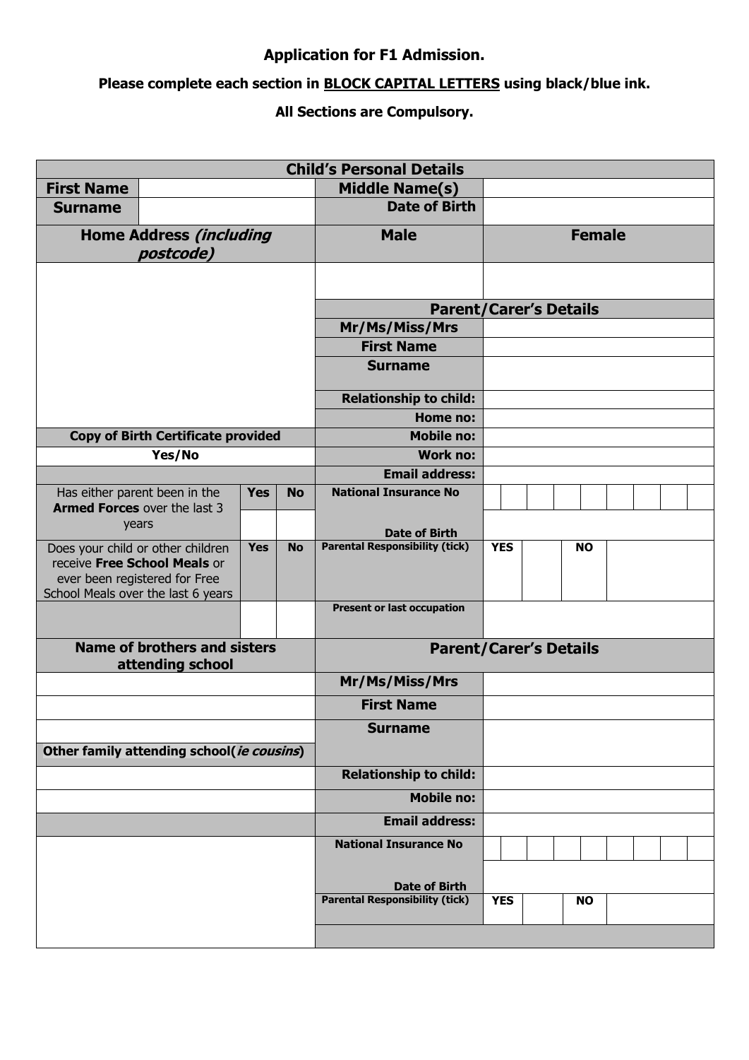**Application for F1 Admission.**

**Please complete each section in BLOCK CAPITAL LETTERS using black/blue ink.**

**All Sections are Compulsory.**

| **Child's Personal Details** | | | | | |
|---|---|---|---|---|---|
| **First Name** | | | | **Middle Name(s)** | |
| **Surname** | | | | **Date of Birth** | |
| **Home Address *(including postcode)*** | | | | **Male** | **Female** |
| | | | | | |
| | | | | **Parent/Carer's Details** | |
| | | | | **Mr/Ms/Miss/Mrs** | |
| | | | | **First Name** | |
| | | | | **Surname** | |
| | | | | **Relationship to child:** | |
| | | | | **Home no:** | |
| **Copy of Birth Certificate provided** | | | | **Mobile no:** | |
| **Yes/No** | | | | **Work no:** | |
| | | | | **Email address:** | |
| Has either parent been in the **Armed Forces** over the last 3 years | | **Yes** | **No** | **National Insurance No** | |
| | | | | **Date of Birth** | |
| Does your child or other children receive **Free School Meals** or ever been registered for Free School Meals over the last 6 years | | **Yes** | **No** | **Parental Responsibility (tick)** | **YES** / **NO** |
| | | | | **Present or last occupation** | |
| **Name of brothers and sisters attending school** | | | | **Parent/Carer's Details** | |
| | | | | **Mr/Ms/Miss/Mrs** | |
| | | | | **First Name** | |
| | | | | **Surname** | |
| **Other family attending school(*ie cousins*)** | | | | | |
| | | | | **Relationship to child:** | |
| | | | | **Mobile no:** | |
| | | | | **Email address:** | |
| | | | | **National Insurance No** | |
| | | | | **Date of Birth** | |
| | | | | **Parental Responsibility (tick)** | **YES** / **NO** |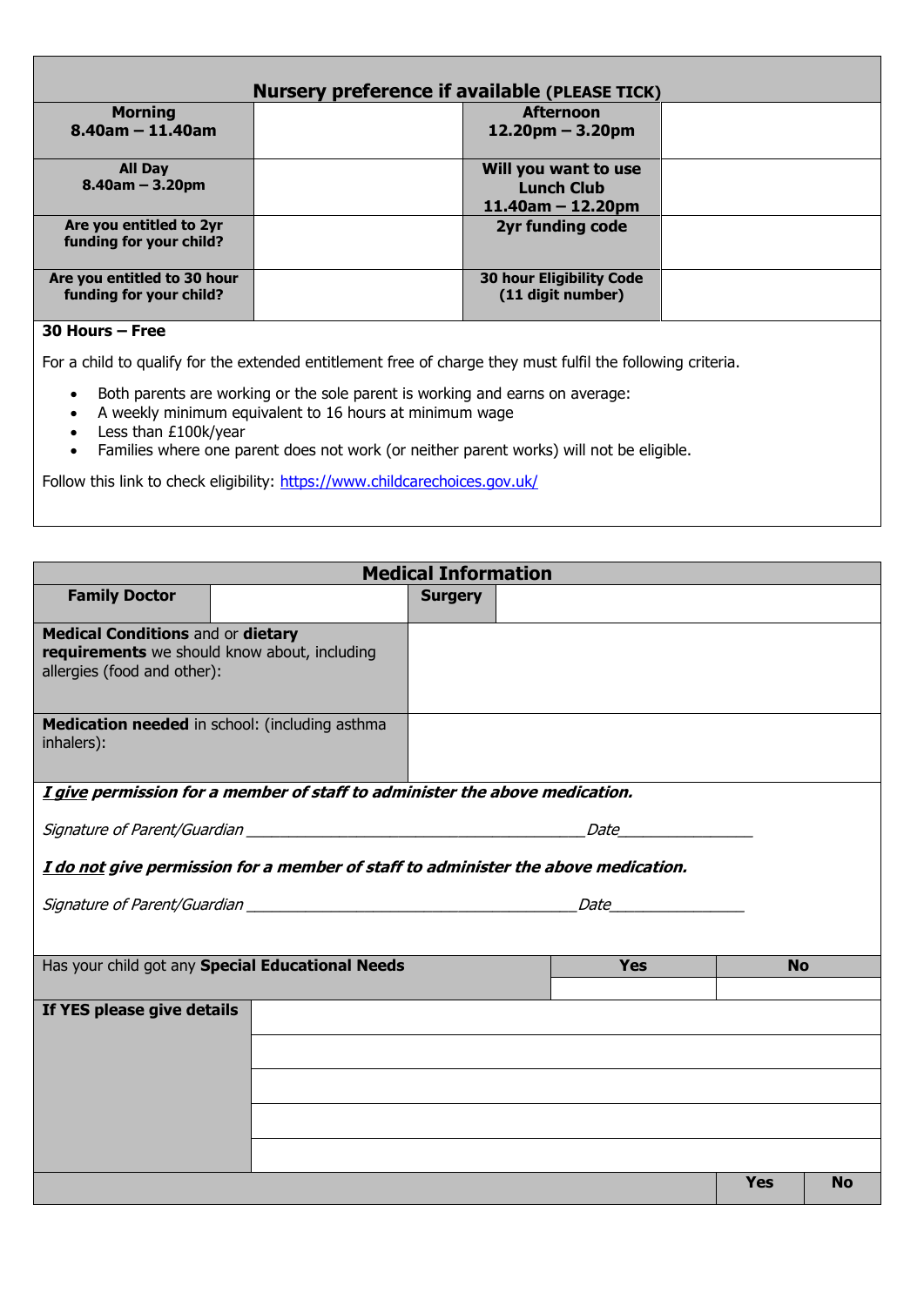| **Nursery preference if available (PLEASE TICK)** | | | |
|---|---|---|---|
| **Morning 8.40am – 11.40am** | | **Afternoon 12.20pm – 3.20pm** | |
| **All Day 8.40am – 3.20pm** | | **Will you want to use Lunch Club 11.40am – 12.20pm** | |
| **Are you entitled to 2yr funding for your child?** | | **2yr funding code** | |
| **Are you entitled to 30 hour funding for your child?** | | **30 hour Eligibility Code (11 digit number)** | |

**30 Hours – Free**

For a child to qualify for the extended entitlement free of charge they must fulfil the following criteria.

- Both parents are working or the sole parent is working and earns on average:
- A weekly minimum equivalent to 16 hours at minimum wage
- Less than £100k/year
- Families where one parent does not work (or neither parent works) will not be eligible.

Follow this link to check eligibility: https://www.childcarechoices.gov.uk/

| **Medical Information** | | | |
|---|---|---|---|
| **Family Doctor** | | **Surgery** | |
| **Medical Conditions** and or **dietary requirements** we should know about, including allergies (food and other): | | | |
| **Medication needed** in school: (including asthma inhalers): | | | |

***I give** permission for a member of staff to administer the above medication.*

*Signature of Parent/Guardian* \_\_\_\_\_\_\_\_\_\_\_\_\_\_\_\_\_\_\_\_\_\_\_\_\_\_\_\_\_\_\_\_\_\_\_\_\_\_\_\_ *Date*\_\_\_\_\_\_\_\_\_\_\_\_\_\_\_\_

***I do not** give permission for a member of staff to administer the above medication.*

*Signature of Parent/Guardian* \_\_\_\_\_\_\_\_\_\_\_\_\_\_\_\_\_\_\_\_\_\_\_\_\_\_\_\_\_\_\_\_\_\_\_\_\_\_\_\_ *Date*\_\_\_\_\_\_\_\_\_\_\_\_\_\_\_\_

| Has your child got any **Special Educational Needs** | **Yes** | **No** |
|---|---|---|
| | | |

| **If YES please give details** | |
|---|---|
| | |
| | |
| | |
| | |

| | **Yes** | **No** |
|---|---|---|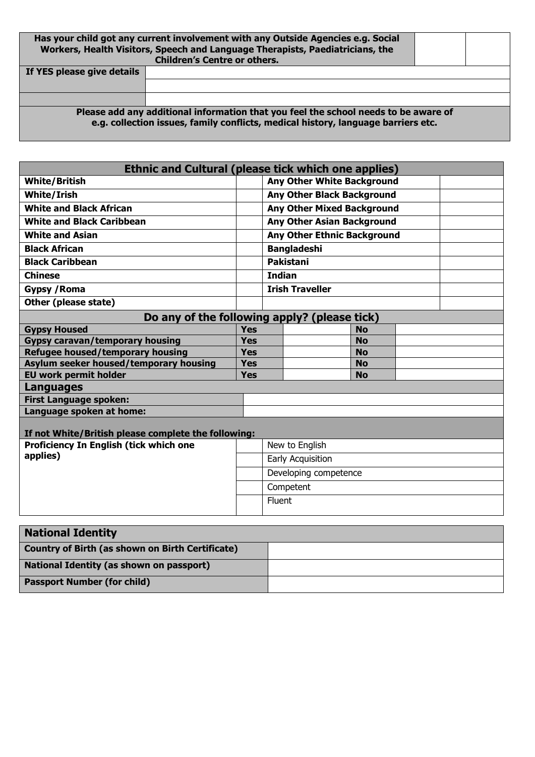| Has your child got any current involvement with any Outside Agencies e.g. Social Workers, Health Visitors, Speech and Language Therapists, Paediatricians, the Children's Centre or others. | | |
|---|---|---|
| **If YES please give details** | | |
| | | |
| | | |

**Please add any additional information that you feel the school needs to be aware of e.g. collection issues, family conflicts, medical history, language barriers etc.**

| Ethnic and Cultural (please tick which one applies) | | | |
|---|---|---|---|
| **White/British** | | **Any Other White Background** | |
| **White/Irish** | | **Any Other Black Background** | |
| **White and Black African** | | **Any Other Mixed Background** | |
| **White and Black Caribbean** | | **Any Other Asian Background** | |
| **White and Asian** | | **Any Other Ethnic Background** | |
| **Black African** | | **Bangladeshi** | |
| **Black Caribbean** | | **Pakistani** | |
| **Chinese** | | **Indian** | |
| **Gypsy /Roma** | | **Irish Traveller** | |
| **Other (please state)** | | | |

| Do any of the following apply? (please tick) | | | | |
|---|---|---|---|---|
| **Gypsy Housed** | **Yes** | | **No** | |
| **Gypsy caravan/temporary housing** | **Yes** | | **No** | |
| **Refugee housed/temporary housing** | **Yes** | | **No** | |
| **Asylum seeker housed/temporary housing** | **Yes** | | **No** | |
| **EU work permit holder** | **Yes** | | **No** | |

## Languages

| | |
|---|---|
| **First Language spoken:** | |
| **Language spoken at home:** | |

**If not White/British please complete the following:**

| | | |
|---|---|---|
| **Proficiency In English (tick which one applies)** | | New to English |
| | | Early Acquisition |
| | | Developing competence |
| | | Competent |
| | | Fluent |

| National Identity | |
|---|---|
| **Country of Birth (as shown on Birth Certificate)** | |
| **National Identity (as shown on passport)** | |
| **Passport Number (for child)** | |